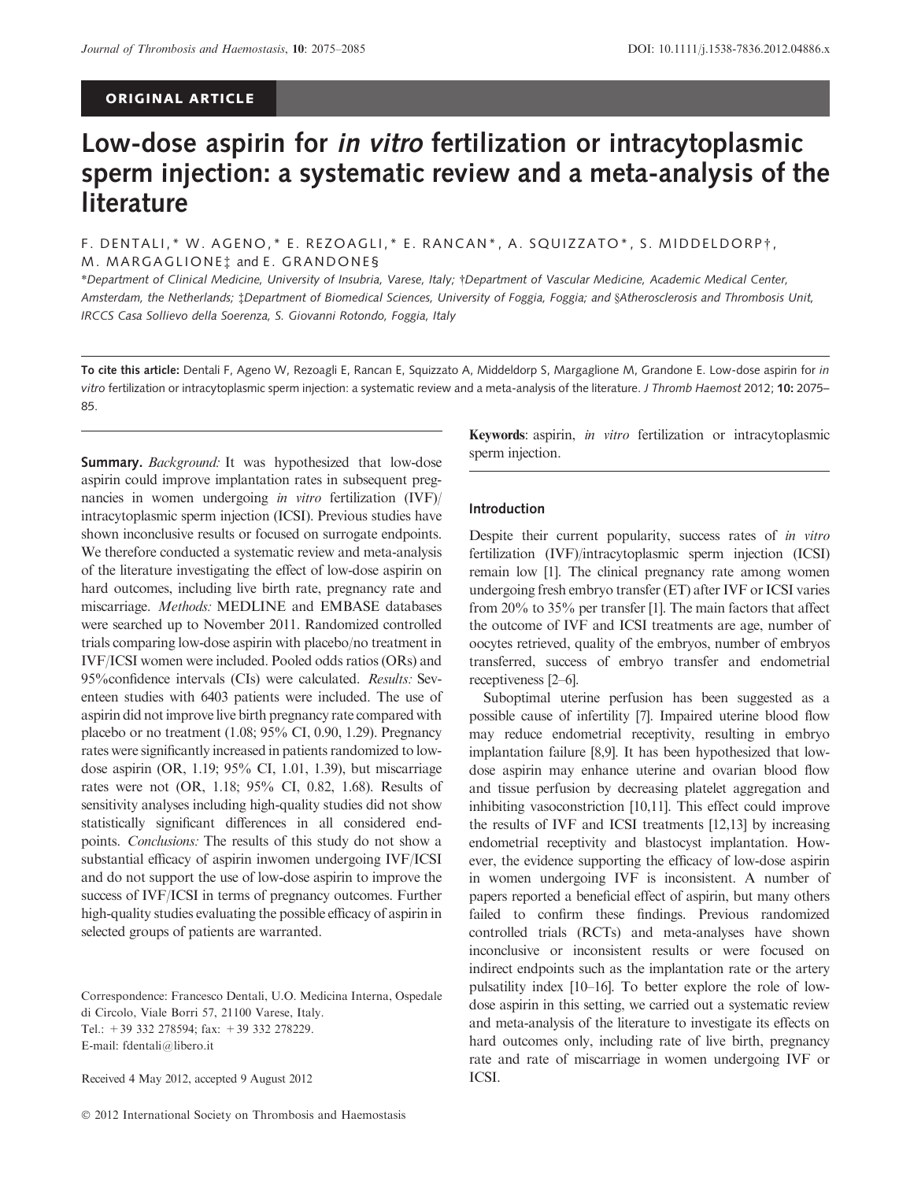ORIGINAL ARTICLE

# Low-dose aspirin for *in vitro* fertilization or intracytoplasmic sperm injection: a systematic review and a meta-analysis of the literature

F. DENTALI,* W. AGENO,* E. REZOAGLI,* E. RANCAN*, A. SQUIZZATO*, S. MIDDELDORP†, M. MARGAGLIONE‡ and E. GRANDONE§

*Department of Clinical Medicine, University of Insubria, Varese, Italy; †Department of Vascular Medicine, Academic Medical Center, Amsterdam, the Netherlands; ‡Department of Biomedical Sciences, University of Foggia, Foggia; and §Atherosclerosis and Thrombosis Unit, IRCCS Casa Sollievo della Soerenza, S. Giovanni Rotondo, Foggia, Italy

**To cite this article:** Dentali F, Ageno W, Rezoagli E, Rancan E, Squizzato A, Middeldorp S, Margaglione M, Grandone E. Low-dose aspirin for *in vitro* fertilization or intracytoplasmic sperm injection: a systematic review and a meta-analysis of the literature. *J Thromb Haemost* 2012; **10:** 2075–85.

**Summary.** *Background:* It was hypothesized that low-dose aspirin could improve implantation rates in subsequent pregnancies in women undergoing *in vitro* fertilization (IVF)/intracytoplasmic sperm injection (ICSI). Previous studies have shown inconclusive results or focused on surrogate endpoints. We therefore conducted a systematic review and meta-analysis of the literature investigating the effect of low-dose aspirin on hard outcomes, including live birth rate, pregnancy rate and miscarriage. *Methods:* MEDLINE and EMBASE databases were searched up to November 2011. Randomized controlled trials comparing low-dose aspirin with placebo/no treatment in IVF/ICSI women were included. Pooled odds ratios (ORs) and 95%confidence intervals (CIs) were calculated. *Results:* Seventeen studies with 6403 patients were included. The use of aspirin did not improve live birth pregnancy rate compared with placebo or no treatment (1.08; 95% CI, 0.90, 1.29). Pregnancy rates were significantly increased in patients randomized to low-dose aspirin (OR, 1.19; 95% CI, 1.01, 1.39), but miscarriage rates were not (OR, 1.18; 95% CI, 0.82, 1.68). Results of sensitivity analyses including high-quality studies did not show statistically significant differences in all considered endpoints. *Conclusions:* The results of this study do not show a substantial efficacy of aspirin inwomen undergoing IVF/ICSI and do not support the use of low-dose aspirin to improve the success of IVF/ICSI in terms of pregnancy outcomes. Further high-quality studies evaluating the possible efficacy of aspirin in selected groups of patients are warranted.

Correspondence: Francesco Dentali, U.O. Medicina Interna, Ospedale di Circolo, Viale Borri 57, 21100 Varese, Italy.
Tel.: +39 332 278594; fax: +39 332 278229.
E-mail: fdentali@libero.it

Received 4 May 2012, accepted 9 August 2012

**Keywords**: aspirin, *in vitro* fertilization or intracytoplasmic sperm injection.

## Introduction

Despite their current popularity, success rates of *in vitro* fertilization (IVF)/intracytoplasmic sperm injection (ICSI) remain low [1]. The clinical pregnancy rate among women undergoing fresh embryo transfer (ET) after IVF or ICSI varies from 20% to 35% per transfer [1]. The main factors that affect the outcome of IVF and ICSI treatments are age, number of oocytes retrieved, quality of the embryos, number of embryos transferred, success of embryo transfer and endometrial receptiveness [2–6].

Suboptimal uterine perfusion has been suggested as a possible cause of infertility [7]. Impaired uterine blood flow may reduce endometrial receptivity, resulting in embryo implantation failure [8,9]. It has been hypothesized that low-dose aspirin may enhance uterine and ovarian blood flow and tissue perfusion by decreasing platelet aggregation and inhibiting vasoconstriction [10,11]. This effect could improve the results of IVF and ICSI treatments [12,13] by increasing endometrial receptivity and blastocyst implantation. However, the evidence supporting the efficacy of low-dose aspirin in women undergoing IVF is inconsistent. A number of papers reported a beneficial effect of aspirin, but many others failed to confirm these findings. Previous randomized controlled trials (RCTs) and meta-analyses have shown inconclusive or inconsistent results or were focused on indirect endpoints such as the implantation rate or the artery pulsatility index [10–16]. To better explore the role of low-dose aspirin in this setting, we carried out a systematic review and meta-analysis of the literature to investigate its effects on hard outcomes only, including rate of live birth, pregnancy rate and rate of miscarriage in women undergoing IVF or ICSI.

© 2012 International Society on Thrombosis and Haemostasis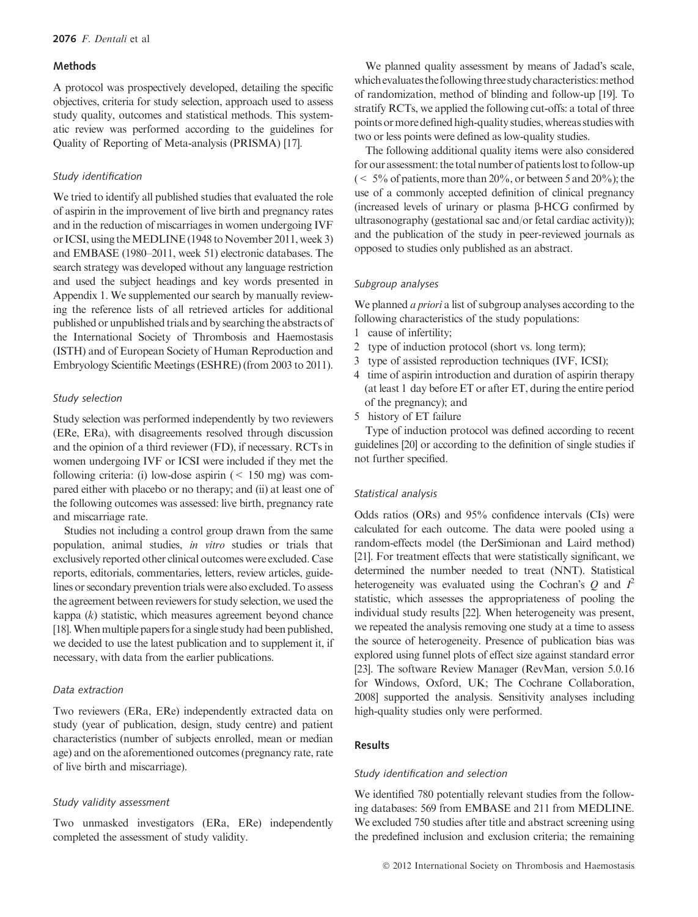## Methods

A protocol was prospectively developed, detailing the specific objectives, criteria for study selection, approach used to assess study quality, outcomes and statistical methods. This systematic review was performed according to the guidelines for Quality of Reporting of Meta-analysis (PRISMA) [17].

### Study identification

We tried to identify all published studies that evaluated the role of aspirin in the improvement of live birth and pregnancy rates and in the reduction of miscarriages in women undergoing IVF or ICSI, using the MEDLINE (1948 to November 2011, week 3) and EMBASE (1980–2011, week 51) electronic databases. The search strategy was developed without any language restriction and used the subject headings and key words presented in Appendix 1. We supplemented our search by manually reviewing the reference lists of all retrieved articles for additional published or unpublished trials and by searching the abstracts of the International Society of Thrombosis and Haemostasis (ISTH) and of European Society of Human Reproduction and Embryology Scientific Meetings (ESHRE) (from 2003 to 2011).

### Study selection

Study selection was performed independently by two reviewers (ERe, ERa), with disagreements resolved through discussion and the opinion of a third reviewer (FD), if necessary. RCTs in women undergoing IVF or ICSI were included if they met the following criteria: (i) low-dose aspirin ($<$ 150 mg) was compared either with placebo or no therapy; and (ii) at least one of the following outcomes was assessed: live birth, pregnancy rate and miscarriage rate.

Studies not including a control group drawn from the same population, animal studies, *in vitro* studies or trials that exclusively reported other clinical outcomes were excluded. Case reports, editorials, commentaries, letters, review articles, guidelines or secondary prevention trials were also excluded. To assess the agreement between reviewers for study selection, we used the kappa ($k$) statistic, which measures agreement beyond chance [18]. When multiple papers for a single study had been published, we decided to use the latest publication and to supplement it, if necessary, with data from the earlier publications.

### Data extraction

Two reviewers (ERa, ERe) independently extracted data on study (year of publication, design, study centre) and patient characteristics (number of subjects enrolled, mean or median age) and on the aforementioned outcomes (pregnancy rate, rate of live birth and miscarriage).

### Study validity assessment

Two unmasked investigators (ERa, ERe) independently completed the assessment of study validity.

We planned quality assessment by means of Jadad's scale, which evaluates the following three study characteristics: method of randomization, method of blinding and follow-up [19]. To stratify RCTs, we applied the following cut-offs: a total of three points or more defined high-quality studies, whereas studies with two or less points were defined as low-quality studies.

The following additional quality items were also considered for our assessment: the total number of patients lost to follow-up ($<$ 5% of patients, more than 20%, or between 5 and 20%); the use of a commonly accepted definition of clinical pregnancy (increased levels of urinary or plasma β-HCG confirmed by ultrasonography (gestational sac and/or fetal cardiac activity)); and the publication of the study in peer-reviewed journals as opposed to studies only published as an abstract.

### Subgroup analyses

We planned *a priori* a list of subgroup analyses according to the following characteristics of the study populations:

1. cause of infertility;
2. type of induction protocol (short vs. long term);
3. type of assisted reproduction techniques (IVF, ICSI);
4. time of aspirin introduction and duration of aspirin therapy (at least 1 day before ET or after ET, during the entire period of the pregnancy); and
5. history of ET failure

Type of induction protocol was defined according to recent guidelines [20] or according to the definition of single studies if not further specified.

### Statistical analysis

Odds ratios (ORs) and 95% confidence intervals (CIs) were calculated for each outcome. The data were pooled using a random-effects model (the DerSimionan and Laird method) [21]. For treatment effects that were statistically significant, we determined the number needed to treat (NNT). Statistical heterogeneity was evaluated using the Cochran's $Q$ and $I^2$ statistic, which assesses the appropriateness of pooling the individual study results [22]. When heterogeneity was present, we repeated the analysis removing one study at a time to assess the source of heterogeneity. Presence of publication bias was explored using funnel plots of effect size against standard error [23]. The software Review Manager (RevMan, version 5.0.16 for Windows, Oxford, UK; The Cochrane Collaboration, 2008] supported the analysis. Sensitivity analyses including high-quality studies only were performed.

## Results

### Study identification and selection

We identified 780 potentially relevant studies from the following databases: 569 from EMBASE and 211 from MEDLINE. We excluded 750 studies after title and abstract screening using the predefined inclusion and exclusion criteria; the remaining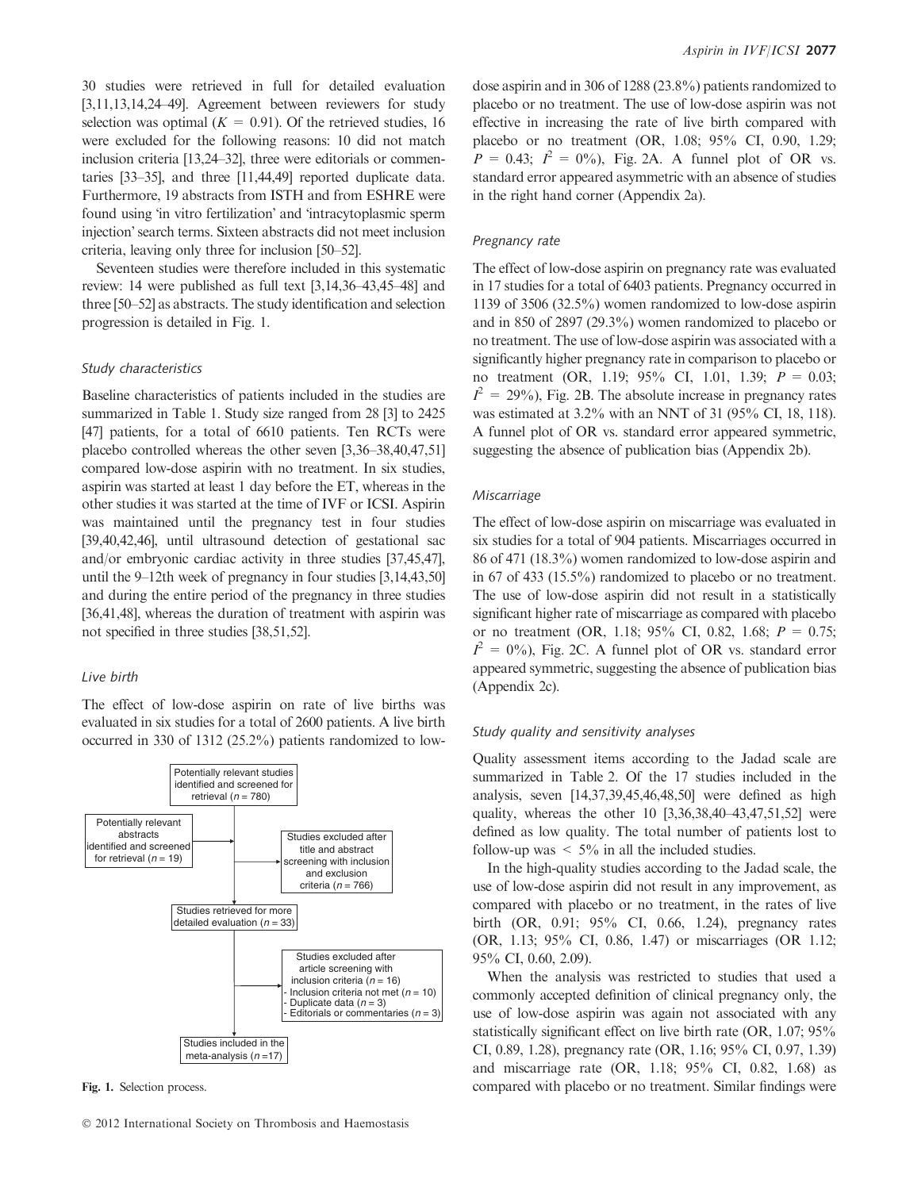30 studies were retrieved in full for detailed evaluation [3,11,13,14,24–49]. Agreement between reviewers for study selection was optimal ($K$ = 0.91). Of the retrieved studies, 16 were excluded for the following reasons: 10 did not match inclusion criteria [13,24–32], three were editorials or commentaries [33–35], and three [11,44,49] reported duplicate data. Furthermore, 19 abstracts from ISTH and from ESHRE were found using 'in vitro fertilization' and 'intracytoplasmic sperm injection' search terms. Sixteen abstracts did not meet inclusion criteria, leaving only three for inclusion [50–52].

Seventeen studies were therefore included in this systematic review: 14 were published as full text [3,14,36–43,45–48] and three [50–52] as abstracts. The study identification and selection progression is detailed in Fig. 1.

### Study characteristics

Baseline characteristics of patients included in the studies are summarized in Table 1. Study size ranged from 28 [3] to 2425 [47] patients, for a total of 6610 patients. Ten RCTs were placebo controlled whereas the other seven [3,36–38,40,47,51] compared low-dose aspirin with no treatment. In six studies, aspirin was started at least 1 day before the ET, whereas in the other studies it was started at the time of IVF or ICSI. Aspirin was maintained until the pregnancy test in four studies [39,40,42,46], until ultrasound detection of gestational sac and/or embryonic cardiac activity in three studies [37,45,47], until the 9–12th week of pregnancy in four studies [3,14,43,50] and during the entire period of the pregnancy in three studies [36,41,48], whereas the duration of treatment with aspirin was not specified in three studies [38,51,52].

### Live birth

The effect of low-dose aspirin on rate of live births was evaluated in six studies for a total of 2600 patients. A live birth occurred in 330 of 1312 (25.2%) patients randomized to low-dose aspirin and in 306 of 1288 (23.8%) patients randomized to placebo or no treatment. The use of low-dose aspirin was not effective in increasing the rate of live birth compared with placebo or no treatment (OR, 1.08; 95% CI, 0.90, 1.29; $P$ = 0.43; $I^2$ = 0%), Fig. 2A. A funnel plot of OR vs. standard error appeared asymmetric with an absence of studies in the right hand corner (Appendix 2a).

Potentially relevant studies identified and screened for retrieval ($n$ = 780)

Potentially relevant abstracts identified and screened for retrieval ($n$ = 19)

Studies excluded after title and abstract screening with inclusion and exclusion criteria ($n$ = 766)

Studies retrieved for more detailed evaluation ($n$ = 33)

Studies excluded after article screening with inclusion criteria ($n$ = 16)
- Inclusion criteria not met ($n$ = 10)
- Duplicate data ($n$ = 3)
- Editorials or commentaries ($n$ = 3)

Studies included in the meta-analysis ($n$ =17)

**Fig. 1.** Selection process.

### Pregnancy rate

The effect of low-dose aspirin on pregnancy rate was evaluated in 17 studies for a total of 6403 patients. Pregnancy occurred in 1139 of 3506 (32.5%) women randomized to low-dose aspirin and in 850 of 2897 (29.3%) women randomized to placebo or no treatment. The use of low-dose aspirin was associated with a significantly higher pregnancy rate in comparison to placebo or no treatment (OR, 1.19; 95% CI, 1.01, 1.39; $P$ = 0.03; $I^2$ = 29%), Fig. 2B. The absolute increase in pregnancy rates was estimated at 3.2% with an NNT of 31 (95% CI, 18, 118). A funnel plot of OR vs. standard error appeared symmetric, suggesting the absence of publication bias (Appendix 2b).

### Miscarriage

The effect of low-dose aspirin on miscarriage was evaluated in six studies for a total of 904 patients. Miscarriages occurred in 86 of 471 (18.3%) women randomized to low-dose aspirin and in 67 of 433 (15.5%) randomized to placebo or no treatment. The use of low-dose aspirin did not result in a statistically significant higher rate of miscarriage as compared with placebo or no treatment (OR, 1.18; 95% CI, 0.82, 1.68; $P$ = 0.75; $I^2$ = 0%), Fig. 2C. A funnel plot of OR vs. standard error appeared symmetric, suggesting the absence of publication bias (Appendix 2c).

### Study quality and sensitivity analyses

Quality assessment items according to the Jadad scale are summarized in Table 2. Of the 17 studies included in the analysis, seven [14,37,39,45,46,48,50] were defined as high quality, whereas the other 10 [3,36,38,40–43,47,51,52] were defined as low quality. The total number of patients lost to follow-up was < 5% in all the included studies.

In the high-quality studies according to the Jadad scale, the use of low-dose aspirin did not result in any improvement, as compared with placebo or no treatment, in the rates of live birth (OR, 0.91; 95% CI, 0.66, 1.24), pregnancy rates (OR, 1.13; 95% CI, 0.86, 1.47) or miscarriages (OR 1.12; 95% CI, 0.60, 2.09).

When the analysis was restricted to studies that used a commonly accepted definition of clinical pregnancy only, the use of low-dose aspirin was again not associated with any statistically significant effect on live birth rate (OR, 1.07; 95% CI, 0.89, 1.28), pregnancy rate (OR, 1.16; 95% CI, 0.97, 1.39) and miscarriage rate (OR, 1.18; 95% CI, 0.82, 1.68) as compared with placebo or no treatment. Similar findings were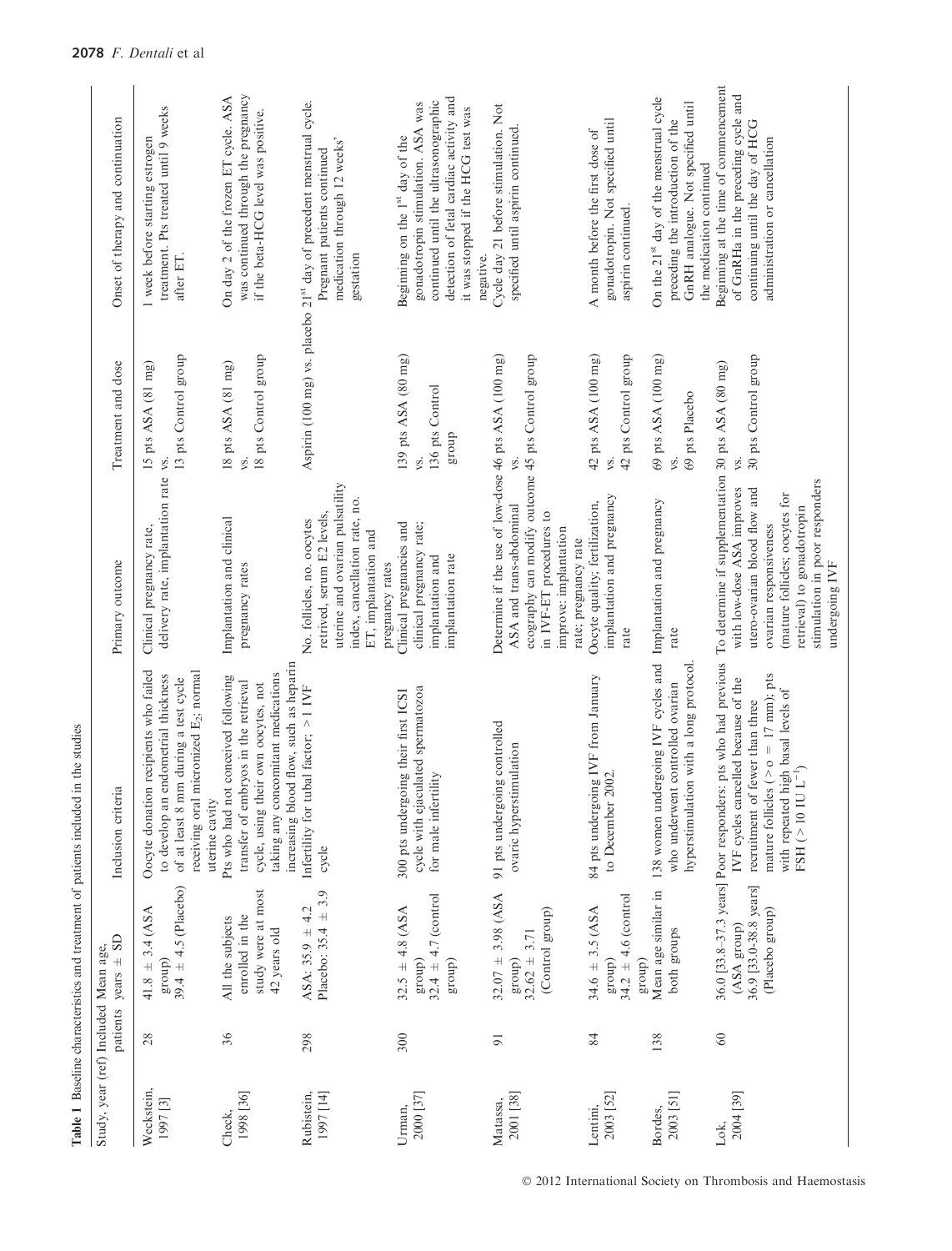**Table 1** Baseline characteristics and treatment of patients included in the studies

| Study, year (ref) | Included patients | Mean age, years ± SD | Inclusion criteria | Primary outcome | Treatment and dose | Onset of therapy and continuation |
|---|---|---|---|---|---|---|
| Weckstein, 1997 [3] | 28 | 41.8 ± 3.4 (ASA group) 39.4 ± 4.5 (Placebo) | Oocyte donation recipients who failed to develop an endometrial thickness of at least 8 mm during a test cycle receiving oral micronized $E_2$; normal uterine cavity | Clinical pregnancy rate, delivery rate, implantation rate | 15 pts ASA (81 mg) vs. 13 pts Control group | 1 week before starting estrogen treatment. Pts treated until 9 weeks after ET. |
| Check, 1998 [36] | 36 | All the subjects enrolled in the study were at most 42 years old | Pts who had not conceived following transfer of embryos in the retrieval cycle, using their own oocytes, not taking any concomitant medications increasing blood flow, such as heparin | Implantation and clinical pregnancy rates | 18 pts ASA (81 mg) vs. 18 pts Control group | On day 2 of the frozen ET cycle. ASA was continued through the pregnancy if the beta-HCG level was positive. |
| Rubistein, 1997 [14] | 298 | ASA: 35.9 ± 4.2 Placebo: 35.4 ± 3.9 | Infertility for tubal factor; > 1 IVF cycle | No. follicles, no. oocytes retrived, serum E2 levels, uterine and ovarian pulsatility index, cancellation rate, no. ET, implantation and pregnancy rates | Aspirin (100 mg) vs. placebo | 21[st] day of precedent menstrual cycle. Pregnant patients continued medication through 12 weeks' gestation |
| Urman, 2000 [37] | 300 | 32.5 ± 4.8 (ASA group) 32.4 ± 4.7 (control group) | 300 pts undergoing their first ICSI cycle with ejaculated spermatozoa for male infertility | Clinical pregnancies and clinical pregnancy rate; implantation and implantation rate | 139 pts ASA (80 mg) vs. 136 pts Control group | Beginning on the 1[st] day of the gonadotropin stimulation. ASA was continued until the ultrasonographic detection of fetal cardiac activity and it was stopped if the HCG test was negative. |
| Matassa, 2001 [38] | 91 | 32.07 ± 3.98 (ASA group) 32.62 ± 3.71 (Control group) | 91 pts undergoing controlled ovaric hyperstimulation | Determine if the use of low-dose ASA and trans-abdominal ecography can modify outcome in IVF-ET procedures to improve: implantation rate; pregnancy rate | 46 pts ASA (100 mg) vs. 45 pts Control group | Cycle day 21 before stimulation. Not specified until aspirin continued. |
| Lentini, 2003 [52] | 84 | 34.6 ± 3.5 (ASA group) 34.2 ± 4.6 (control group) | 84 pts undergoing IVF from January to December 2002. | Oocyte quality; fertilization, implantation and pregnancy rate | 42 pts ASA (100 mg) vs. 42 pts Control group | A month before the first dose of gonadotropin. Not specified until aspirin continued. |
| Bordes, 2003 [51] | 138 | Mean age similar in both groups | 138 women undergoing IVF cycles and who underwent controlled ovarian hyperstimulation with a long protocol. | Implantation and pregnancy rate | 69 pts ASA (100 mg) vs. 69 pts Placebo | On the 21[st] day of the menstrual cycle preceding the introduction of the GnRH analogue. Not specified until the medication continued |
| Lok, 2004 [39] | 60 | 36.0 [33.8–37.3 years] (ASA group) 36.9 [33.0–38.8 years] (Placebo group) | Poor responders: pts who had previous IVF cycles cancelled because of the recruitment of fewer than three mature follicles (> o = 17 mm); pts with repeated high basal levels of FSH (> 10 IU $L^{-1}$) | To determine if supplementation with low-dose ASA improves utero-ovarian blood flow and ovarian responsiveness (mature follicles; oocytes for retrieval) to gonadotropin stimulation in poor responders undergoing IVF | 30 pts ASA (80 mg) vs. 30 pts Control group | Beginning at the time of commencement of GnRHa in the preceding cycle and continuing until the day of HCG administration or cancellation |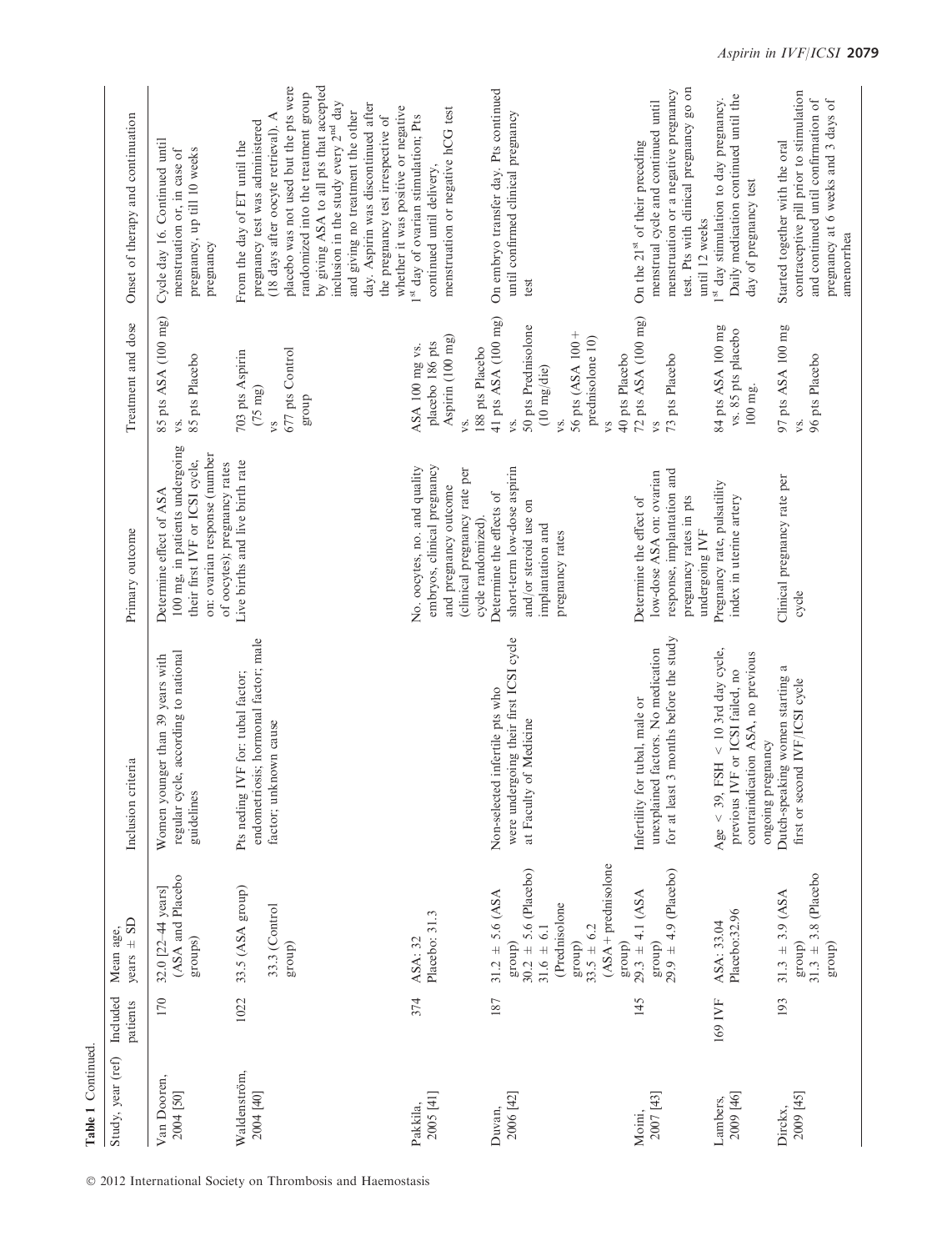**Table 1** Continued.

| Study, year (ref) | Included patients | Mean age, years ± SD | Inclusion criteria | Primary outcome | Treatment and dose | Onset of therapy and continuation |
|---|---|---|---|---|---|---|
| Van Dooren, 2004 [50] | 170 | 32.0 [22–44 years] (ASA and Placebo groups) | Women younger than 39 years with regular cycle, according to national guidelines | Determine effect of ASA 100 mg, in patients undergoing their first IVF or ICSI cycle, on: ovarian response (number of oocytes); pregnancy rates | 85 pts ASA (100 mg) vs. 85 pts Placebo | Cycle day 16. Continued until menstruation or, in case of pregnancy, up till 10 weeks pregnancy |
| Waldenström, 2004 [40] | 1022 | 33.5 (ASA group) 33.3 (Control group) | Pts neding IVF for: tubal factor; endometriosis; hormonal factor; male factor; unknown cause | Live births and live birth rate | 703 pts Aspirin (75 mg) vs 677 pts Control group | From the day of ET until the pregnancy test was administered (18 days after oocyte retrieval). A placebo was not used but the pts were randomized into the treatment group by giving ASA to all pts that accepted inclusion in the study every 2nd day and giving no treatment the other day. Aspirin was discontinued after the pregnancy test irrespective of whether it was positive or negative |
| Pakkila, 2005 [41] | 374 | ASA: 32 Placebo: 31.3 | | No. oocytes, no. and quality embryos, clinical pregnancy and pregnancy outcome (clinical pregnancy rate per cycle randomized). | ASA 100 mg vs. placebo 186 pts Aspirin (100 mg) vs. 188 pts Placebo | 1st day of ovarian stimulation; Pts continued until delivery, menstruation or negative hCG test |
| Duvan, 2006 [42] | 187 | 31.2 ± 5.6 (ASA group) 30.2 ± 5.6 (Placebo) 31.6 ± 6.1 (Prednisolone group) 33.5 ± 6.2 (ASA + prednisolone group) | Non-selected infertile pts who were undergoing their first ICSI cycle at Faculty of Medicine | Determine the effects of short-term low-dose aspirin and/or steroid use on implantation and pregnancy rates | 41 pts ASA (100 mg) vs. 50 pts Prednisolone (10 mg/die) vs. 56 pts (ASA 100 + prednisolone 10) vs 40 pts Placebo | On embryo transfer day. Pts continued until confirmed clinical pregnancy test |
| Moini, 2007 [43] | 145 | 29.3 ± 4.1 (ASA group) 29.9 ± 4.9 (Placebo) | Infertility for tubal, male or unexplained factors. No medication for at least 3 months before the study | Determine the effect of low-dose ASA on: ovarian response, implantation and pregnancy rates in pts undergoing IVF | 72 pts ASA (100 mg) vs 73 pts Placebo | On the 21st of their preceding menstrual cycle and continued until menstruation or a negative pregnancy test. Pts with clinical pregnancy go on until 12 weeks |
| Lambers, 2009 [46] | 169 IVF | ASA: 33.04 Placebo:32.96 | Age < 39, FSH < 10 3rd day cycle, previous IVF or ICSI failed, no contraindication ASA, no previous ongoing pregnancy | Pregnancy rate, pulsatility index in uterine artery | 84 pts ASA 100 mg vs. 85 pts placebo 100 mg. | 1st day stimulation to day pregnancy. Daily medication continued until the day of pregnancy test |
| Dirckx, 2009 [45] | 193 | 31.3 ± 3.9 (ASA group) 31.3 ± 3.8 (Placebo group) | Dutch-speaking women starting a first or second IVF/ICSI cycle | Clinical pregnancy rate per cycle | 97 pts ASA 100 mg vs. 96 pts Placebo | Started together with the oral contraceptive pill prior to stimulation and continued until confirmation of pregnancy at 6 weeks and 3 days of amenorrhea |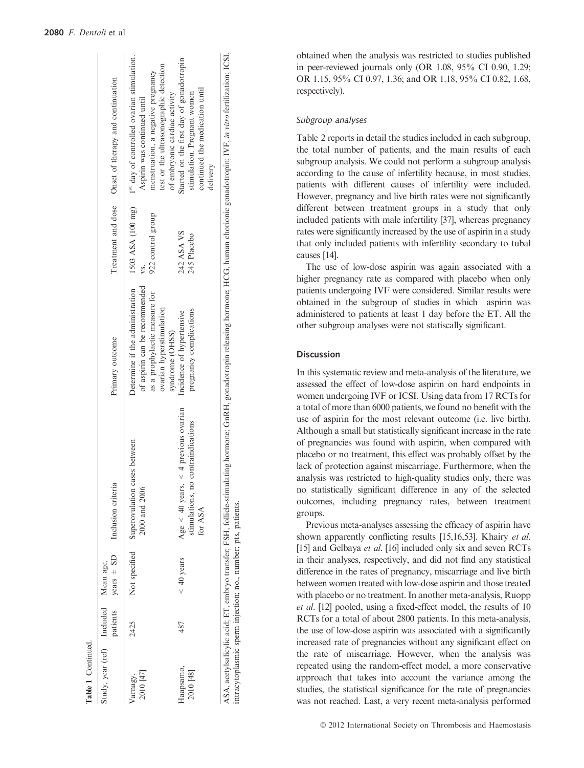**Table 1** Continued.

| Study, year (ref) | Included patients | Mean age, years ± SD | Inclusion criteria | Primary outcome | Treatment and dose | Onset of therapy and continuation |
|---|---|---|---|---|---|---|
| Varnagy, 2010 [47] | 2425 | Not specified | Superovulation cases between 2000 and 2006 | Determine if the administration of aspirin can be recommended as a prophylactic measure for ovarian hyperstimulation syndrome (OHSS) | 1503 ASA (100 mg) vs. 922 control group | 1st day of controlled ovarian stimulation. Aspirin was continued until menstruation, a negative pregnancy test or the ultrasonographic detection of embryonic cardiac activity |
| Haapsamo, 2010 [48] | 487 | < 40 years | Age < 40 years, < 4 previous ovarian stimulations, no contraindications for ASA | Incidence of hypertensive pregnancy complications | 242 ASA VS 245 Placebo | Started on the first day of gonadotropin stimulation. Pregnant women continued the medication until delivery |

ASA, acetylsalicylic acid; ET, embryo transfer; FSH, follicle-stimulating hormone; GnRH, gonadotropin releasing hormone; HCG, human chorionic gonadotropin; IVF, *in vitro* fertilization; ICSI, intracytoplasmic sperm injection; no., number; pts, patients.

obtained when the analysis was restricted to studies published in peer-reviewed journals only (OR 1.08, 95% CI 0.90, 1.29; OR 1.15, 95% CI 0.97, 1.36; and OR 1.18, 95% CI 0.82, 1.68, respectively).

### Subgroup analyses

Table 2 reports in detail the studies included in each subgroup, the total number of patients, and the main results of each subgroup analysis. We could not perform a subgroup analysis according to the cause of infertility because, in most studies, patients with different causes of infertility were included. However, pregnancy and live birth rates were not significantly different between treatment groups in a study that only included patients with male infertility [37], whereas pregnancy rates were significantly increased by the use of aspirin in a study that only included patients with infertility secondary to tubal causes [14].

The use of low-dose aspirin was again associated with a higher pregnancy rate as compared with placebo when only patients undergoing IVF were considered. Similar results were obtained in the subgroup of studies in which aspirin was administered to patients at least 1 day before the ET. All the other subgroup analyses were not statiscally significant.

## Discussion

In this systematic review and meta-analysis of the literature, we assessed the effect of low-dose aspirin on hard endpoints in women undergoing IVF or ICSI. Using data from 17 RCTs for a total of more than 6000 patients, we found no benefit with the use of aspirin for the most relevant outcome (i.e. live birth). Although a small but statistically significant increase in the rate of pregnancies was found with aspirin, when compared with placebo or no treatment, this effect was probably offset by the lack of protection against miscarriage. Furthermore, when the analysis was restricted to high-quality studies only, there was no statistically significant difference in any of the selected outcomes, including pregnancy rates, between treatment groups.

Previous meta-analyses assessing the efficacy of aspirin have shown apparently conflicting results [15,16,53]. Khairy *et al.* [15] and Gelbaya *et al.* [16] included only six and seven RCTs in their analyses, respectively, and did not find any statistical difference in the rates of pregnancy, miscarriage and live birth between women treated with low-dose aspirin and those treated with placebo or no treatment. In another meta-analysis, Ruopp *et al.* [12] pooled, using a fixed-effect model, the results of 10 RCTs for a total of about 2800 patients. In this meta-analysis, the use of low-dose aspirin was associated with a significantly increased rate of pregnancies without any significant effect on the rate of miscarriage. However, when the analysis was repeated using the random-effect model, a more conservative approach that takes into account the variance among the studies, the statistical significance for the rate of pregnancies was not reached. Last, a very recent meta-analysis performed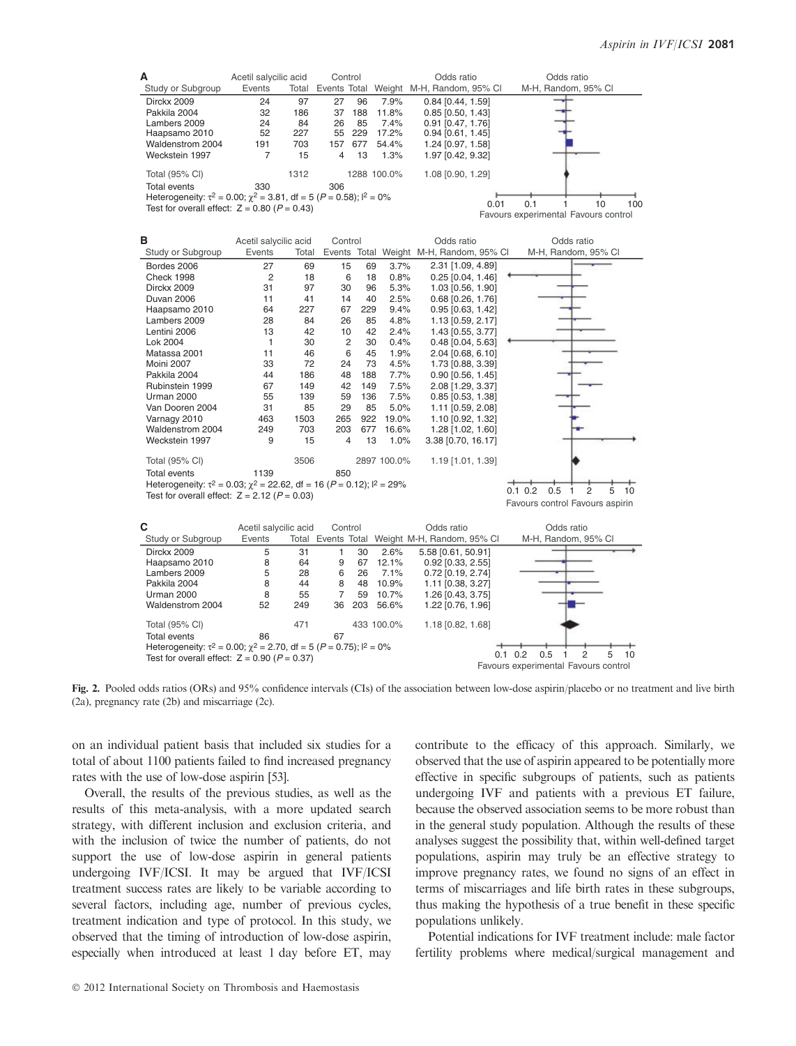**A**

| Study or Subgroup | Acetil salycilic acid Events | Total | Control Events | Total | Weight | Odds ratio M-H, Random, 95% CI |
|---|---|---|---|---|---|---|
| Dirckx 2009 | 24 | 97 | 27 | 96 | 7.9% | 0.84 [0.44, 1.59] |
| Pakkila 2004 | 32 | 186 | 37 | 188 | 11.8% | 0.85 [0.50, 1.43] |
| Lambers 2009 | 24 | 84 | 26 | 85 | 7.4% | 0.91 [0.47, 1.76] |
| Haapsamo 2010 | 52 | 227 | 55 | 229 | 17.2% | 0.94 [0.61, 1.45] |
| Waldenstrom 2004 | 191 | 703 | 157 | 677 | 54.4% | 1.24 [0.97, 1.58] |
| Weckstein 1997 | 7 | 15 | 4 | 13 | 1.3% | 1.97 [0.42, 9.32] |
| Total (95% CI) | | 1312 | | 1288 | 100.0% | 1.08 [0.90, 1.29] |
| Total events | 330 | | 306 | | | |

Heterogeneity: $\tau^2 = 0.00$; $\chi^2 = 3.81$, df = 5 ($P = 0.58$); $I^2 = 0\%$
Test for overall effect: $Z = 0.80$ ($P = 0.43$)

Favours experimental / Favours control

**B**

| Study or Subgroup | Acetil salycilic acid Events | Total | Control Events | Total | Weight | Odds ratio M-H, Random, 95% CI |
|---|---|---|---|---|---|---|
| Bordes 2006 | 27 | 69 | 15 | 69 | 3.7% | 2.31 [1.09, 4.89] |
| Check 1998 | 2 | 18 | 6 | 18 | 0.8% | 0.25 [0.04, 1.46] |
| Dirckx 2009 | 31 | 97 | 30 | 96 | 5.3% | 1.03 [0.56, 1.90] |
| Duvan 2006 | 11 | 41 | 14 | 40 | 2.5% | 0.68 [0.26, 1.76] |
| Haapsamo 2010 | 64 | 227 | 67 | 229 | 9.4% | 0.95 [0.63, 1.42] |
| Lambers 2009 | 28 | 84 | 26 | 85 | 4.8% | 1.13 [0.59, 2.17] |
| Lentini 2006 | 13 | 42 | 10 | 42 | 2.4% | 1.43 [0.55, 3.77] |
| Lok 2004 | 1 | 30 | 2 | 30 | 0.4% | 0.48 [0.04, 5.63] |
| Matassa 2001 | 11 | 46 | 6 | 45 | 1.9% | 2.04 [0.68, 6.10] |
| Moini 2007 | 33 | 72 | 24 | 73 | 4.5% | 1.73 [0.88, 3.39] |
| Pakkila 2004 | 44 | 186 | 48 | 188 | 7.7% | 0.90 [0.56, 1.45] |
| Rubinstein 1999 | 67 | 149 | 42 | 149 | 7.5% | 2.08 [1.29, 3.37] |
| Urman 2000 | 55 | 139 | 59 | 136 | 7.5% | 0.85 [0.53, 1.38] |
| Van Dooren 2004 | 31 | 85 | 29 | 85 | 5.0% | 1.11 [0.59, 2.08] |
| Varnagy 2010 | 463 | 1503 | 265 | 922 | 19.0% | 1.10 [0.92, 1.32] |
| Waldenstrom 2004 | 249 | 703 | 203 | 677 | 16.6% | 1.28 [1.02, 1.60] |
| Weckstein 1997 | 9 | 15 | 4 | 13 | 1.0% | 3.38 [0.70, 16.17] |
| Total (95% CI) | | 3506 | | 2897 | 100.0% | 1.19 [1.01, 1.39] |
| Total events | 1139 | | 850 | | | |

Heterogeneity: $\tau^2 = 0.03$; $\chi^2 = 22.62$, df = 16 ($P = 0.12$); $I^2 = 29\%$
Test for overall effect: $Z = 2.12$ ($P = 0.03$)

Favours control / Favours aspirin

**C**

| Study or Subgroup | Acetil salycilic acid Events | Total | Control Events | Total | Weight | Odds ratio M-H, Random, 95% CI |
|---|---|---|---|---|---|---|
| Dirckx 2009 | 5 | 31 | 1 | 30 | 2.6% | 5.58 [0.61, 50.91] |
| Haapsamo 2010 | 8 | 64 | 9 | 67 | 12.1% | 0.92 [0.33, 2.55] |
| Lambers 2009 | 5 | 28 | 6 | 26 | 7.1% | 0.72 [0.19, 2.74] |
| Pakkila 2004 | 8 | 44 | 8 | 48 | 10.9% | 1.11 [0.38, 3.27] |
| Urman 2000 | 8 | 55 | 7 | 59 | 10.7% | 1.26 [0.43, 3.75] |
| Waldenstrom 2004 | 52 | 249 | 36 | 203 | 56.6% | 1.22 [0.76, 1.96] |
| Total (95% CI) | | 471 | | 433 | 100.0% | 1.18 [0.82, 1.68] |
| Total events | 86 | | 67 | | | |

Heterogeneity: $\tau^2 = 0.00$; $\chi^2 = 2.70$, df = 5 ($P = 0.75$); $I^2 = 0\%$
Test for overall effect: $Z = 0.90$ ($P = 0.37$)

Favours experimental / Favours control

**Fig. 2.** Pooled odds ratios (ORs) and 95% confidence intervals (CIs) of the association between low-dose aspirin/placebo or no treatment and live birth (2a), pregnancy rate (2b) and miscarriage (2c).

on an individual patient basis that included six studies for a total of about 1100 patients failed to find increased pregnancy rates with the use of low-dose aspirin [53].

Overall, the results of the previous studies, as well as the results of this meta-analysis, with a more updated search strategy, with different inclusion and exclusion criteria, and with the inclusion of twice the number of patients, do not support the use of low-dose aspirin in general patients undergoing IVF/ICSI. It may be argued that IVF/ICSI treatment success rates are likely to be variable according to several factors, including age, number of previous cycles, treatment indication and type of protocol. In this study, we observed that the timing of introduction of low-dose aspirin, especially when introduced at least 1 day before ET, may contribute to the efficacy of this approach. Similarly, we observed that the use of aspirin appeared to be potentially more effective in specific subgroups of patients, such as patients undergoing IVF and patients with a previous ET failure, because the observed association seems to be more robust than in the general study population. Although the results of these analyses suggest the possibility that, within well-defined target populations, aspirin may truly be an effective strategy to improve pregnancy rates, we found no signs of an effect in terms of miscarriages and life birth rates in these subgroups, thus making the hypothesis of a true benefit in these specific populations unlikely.

Potential indications for IVF treatment include: male factor fertility problems where medical/surgical management and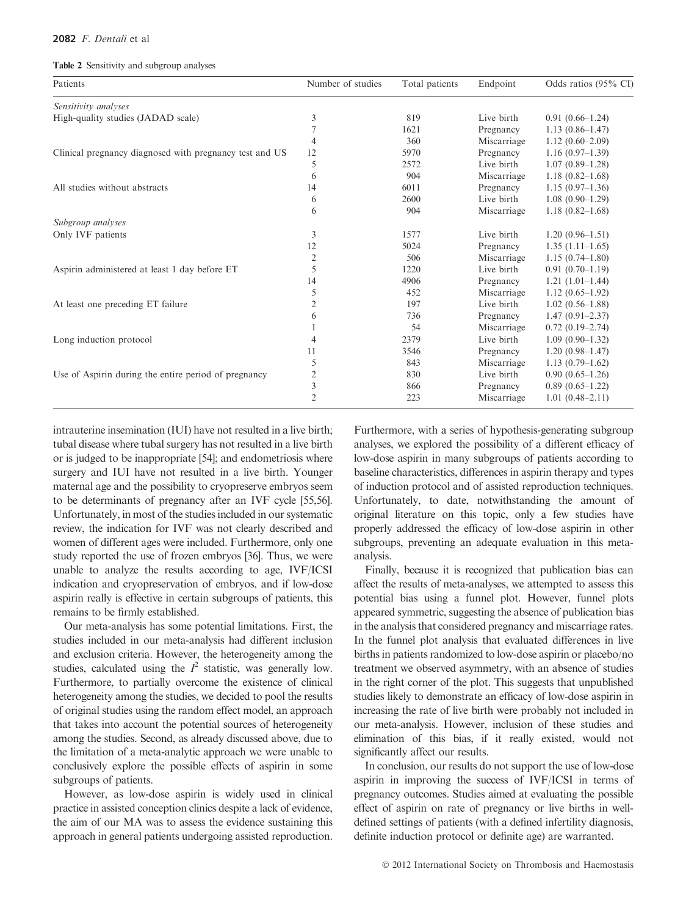Table 2 Sensitivity and subgroup analyses

| Patients | Number of studies | Total patients | Endpoint | Odds ratios (95% CI) |
|---|---|---|---|---|
| *Sensitivity analyses* | | | | |
| High-quality studies (JADAD scale) | 3 | 819 | Live birth | 0.91 (0.66–1.24) |
| | 7 | 1621 | Pregnancy | 1.13 (0.86–1.47) |
| | 4 | 360 | Miscarriage | 1.12 (0.60–2.09) |
| Clinical pregnancy diagnosed with pregnancy test and US | 12 | 5970 | Pregnancy | 1.16 (0.97–1.39) |
| | 5 | 2572 | Live birth | 1.07 (0.89–1.28) |
| | 6 | 904 | Miscarriage | 1.18 (0.82–1.68) |
| All studies without abstracts | 14 | 6011 | Pregnancy | 1.15 (0.97–1.36) |
| | 6 | 2600 | Live birth | 1.08 (0.90–1.29) |
| | 6 | 904 | Miscarriage | 1.18 (0.82–1.68) |
| *Subgroup analyses* | | | | |
| Only IVF patients | 3 | 1577 | Live birth | 1.20 (0.96–1.51) |
| | 12 | 5024 | Pregnancy | 1.35 (1.11–1.65) |
| | 2 | 506 | Miscarriage | 1.15 (0.74–1.80) |
| Aspirin administered at least 1 day before ET | 5 | 1220 | Live birth | 0.91 (0.70–1.19) |
| | 14 | 4906 | Pregnancy | 1.21 (1.01–1.44) |
| | 5 | 452 | Miscarriage | 1.12 (0.65–1.92) |
| At least one preceding ET failure | 2 | 197 | Live birth | 1.02 (0.56–1.88) |
| | 6 | 736 | Pregnancy | 1.47 (0.91–2.37) |
| | 1 | 54 | Miscarriage | 0.72 (0.19–2.74) |
| Long induction protocol | 4 | 2379 | Live birth | 1.09 (0.90–1.32) |
| | 11 | 3546 | Pregnancy | 1.20 (0.98–1.47) |
| | 5 | 843 | Miscarriage | 1.13 (0.79–1.62) |
| Use of Aspirin during the entire period of pregnancy | 2 | 830 | Live birth | 0.90 (0.65–1.26) |
| | 3 | 866 | Pregnancy | 0.89 (0.65–1.22) |
| | 2 | 223 | Miscarriage | 1.01 (0.48–2.11) |

intrauterine insemination (IUI) have not resulted in a live birth; tubal disease where tubal surgery has not resulted in a live birth or is judged to be inappropriate [54]; and endometriosis where surgery and IUI have not resulted in a live birth. Younger maternal age and the possibility to cryopreserve embryos seem to be determinants of pregnancy after an IVF cycle [55,56]. Unfortunately, in most of the studies included in our systematic review, the indication for IVF was not clearly described and women of different ages were included. Furthermore, only one study reported the use of frozen embryos [36]. Thus, we were unable to analyze the results according to age, IVF/ICSI indication and cryopreservation of embryos, and if low-dose aspirin really is effective in certain subgroups of patients, this remains to be firmly established.

Our meta-analysis has some potential limitations. First, the studies included in our meta-analysis had different inclusion and exclusion criteria. However, the heterogeneity among the studies, calculated using the $I^2$ statistic, was generally low. Furthermore, to partially overcome the existence of clinical heterogeneity among the studies, we decided to pool the results of original studies using the random effect model, an approach that takes into account the potential sources of heterogeneity among the studies. Second, as already discussed above, due to the limitation of a meta-analytic approach we were unable to conclusively explore the possible effects of aspirin in some subgroups of patients.

However, as low-dose aspirin is widely used in clinical practice in assisted conception clinics despite a lack of evidence, the aim of our MA was to assess the evidence sustaining this approach in general patients undergoing assisted reproduction. Furthermore, with a series of hypothesis-generating subgroup analyses, we explored the possibility of a different efficacy of low-dose aspirin in many subgroups of patients according to baseline characteristics, differences in aspirin therapy and types of induction protocol and of assisted reproduction techniques. Unfortunately, to date, notwithstanding the amount of original literature on this topic, only a few studies have properly addressed the efficacy of low-dose aspirin in other subgroups, preventing an adequate evaluation in this meta-analysis.

Finally, because it is recognized that publication bias can affect the results of meta-analyses, we attempted to assess this potential bias using a funnel plot. However, funnel plots appeared symmetric, suggesting the absence of publication bias in the analysis that considered pregnancy and miscarriage rates. In the funnel plot analysis that evaluated differences in live births in patients randomized to low-dose aspirin or placebo/no treatment we observed asymmetry, with an absence of studies in the right corner of the plot. This suggests that unpublished studies likely to demonstrate an efficacy of low-dose aspirin in increasing the rate of live birth were probably not included in our meta-analysis. However, inclusion of these studies and elimination of this bias, if it really existed, would not significantly affect our results.

In conclusion, our results do not support the use of low-dose aspirin in improving the success of IVF/ICSI in terms of pregnancy outcomes. Studies aimed at evaluating the possible effect of aspirin on rate of pregnancy or live births in well-defined settings of patients (with a defined infertility diagnosis, definite induction protocol or definite age) are warranted.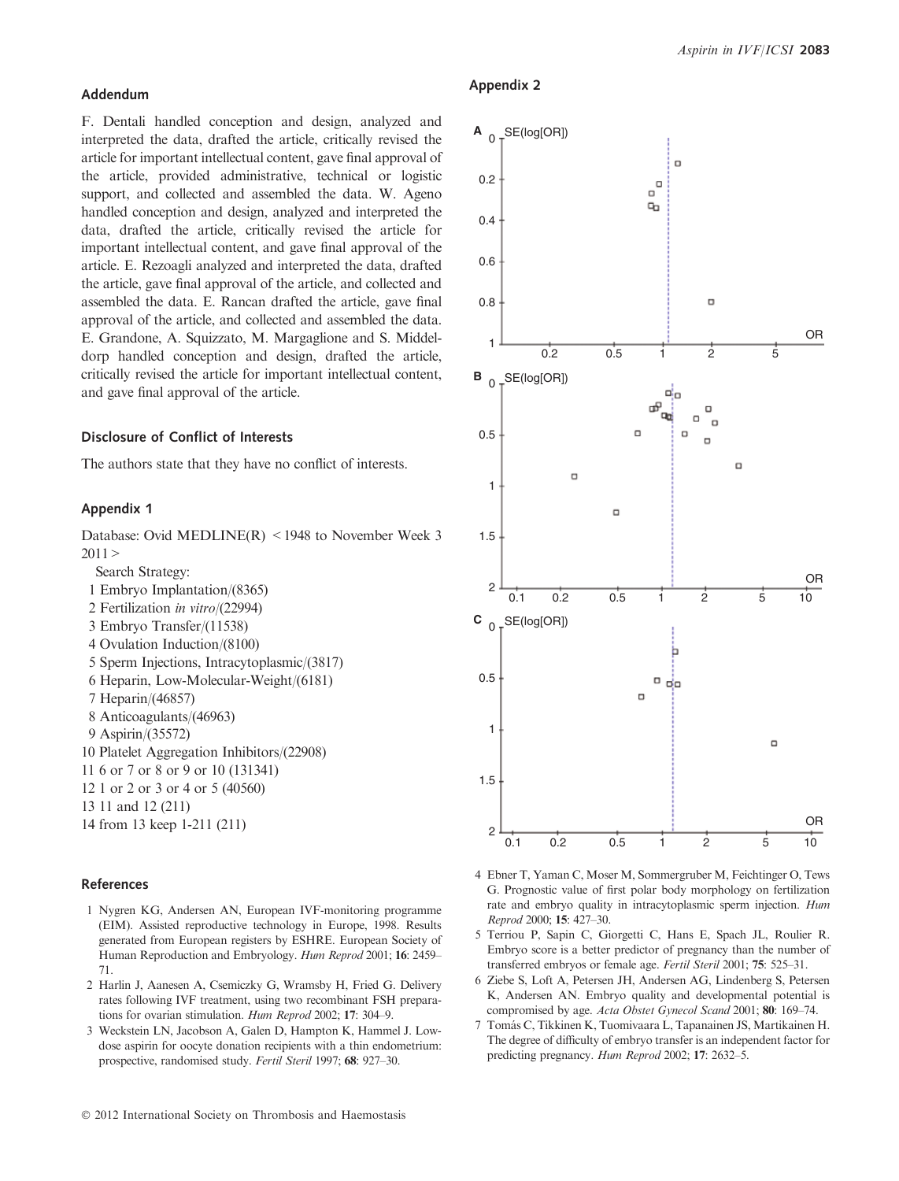## Addendum

F. Dentali handled conception and design, analyzed and interpreted the data, drafted the article, critically revised the article for important intellectual content, gave final approval of the article, provided administrative, technical or logistic support, and collected and assembled the data. W. Ageno handled conception and design, analyzed and interpreted the data, drafted the article, critically revised the article for important intellectual content, and gave final approval of the article. E. Rezoagli analyzed and interpreted the data, drafted the article, gave final approval of the article, and collected and assembled the data. E. Rancan drafted the article, gave final approval of the article, and collected and assembled the data. E. Grandone, A. Squizzato, M. Margaglione and S. Middeldorp handled conception and design, drafted the article, critically revised the article for important intellectual content, and gave final approval of the article.

## Disclosure of Conflict of Interests

The authors state that they have no conflict of interests.

## Appendix 1

Database: Ovid MEDLINE(R) <1948 to November Week 3 2011>

Search Strategy:

1 Embryo Implantation/(8365)
2 Fertilization *in vitro*/(22994)
3 Embryo Transfer/(11538)
4 Ovulation Induction/(8100)
5 Sperm Injections, Intracytoplasmic/(3817)
6 Heparin, Low-Molecular-Weight/(6181)
7 Heparin/(46857)
8 Anticoagulants/(46963)
9 Aspirin/(35572)
10 Platelet Aggregation Inhibitors/(22908)
11 6 or 7 or 8 or 9 or 10 (131341)
12 1 or 2 or 3 or 4 or 5 (40560)
13 11 and 12 (211)
14 from 13 keep 1-211 (211)

## Appendix 2

## References

1 Nygren KG, Andersen AN, European IVF-monitoring programme (EIM). Assisted reproductive technology in Europe, 1998. Results generated from European registers by ESHRE. European Society of Human Reproduction and Embryology. *Hum Reprod* 2001; **16**: 2459–71.

2 Harlin J, Aanesen A, Csemiczky G, Wramsby H, Fried G. Delivery rates following IVF treatment, using two recombinant FSH preparations for ovarian stimulation. *Hum Reprod* 2002; **17**: 304–9.

3 Weckstein LN, Jacobson A, Galen D, Hampton K, Hammel J. Low-dose aspirin for oocyte donation recipients with a thin endometrium: prospective, randomised study. *Fertil Steril* 1997; **68**: 927–30.

4 Ebner T, Yaman C, Moser M, Sommergruber M, Feichtinger O, Tews G. Prognostic value of first polar body morphology on fertilization rate and embryo quality in intracytoplasmic sperm injection. *Hum Reprod* 2000; **15**: 427–30.

5 Terriou P, Sapin C, Giorgetti C, Hans E, Spach JL, Roulier R. Embryo score is a better predictor of pregnancy than the number of transferred embryos or female age. *Fertil Steril* 2001; **75**: 525–31.

6 Ziebe S, Loft A, Petersen JH, Andersen AG, Lindenberg S, Petersen K, Andersen AN. Embryo quality and developmental potential is compromised by age. *Acta Obstet Gynecol Scand* 2001; **80**: 169–74.

7 Tomás C, Tikkinen K, Tuomivaara L, Tapanainen JS, Martikainen H. The degree of difficulty of embryo transfer is an independent factor for predicting pregnancy. *Hum Reprod* 2002; **17**: 2632–5.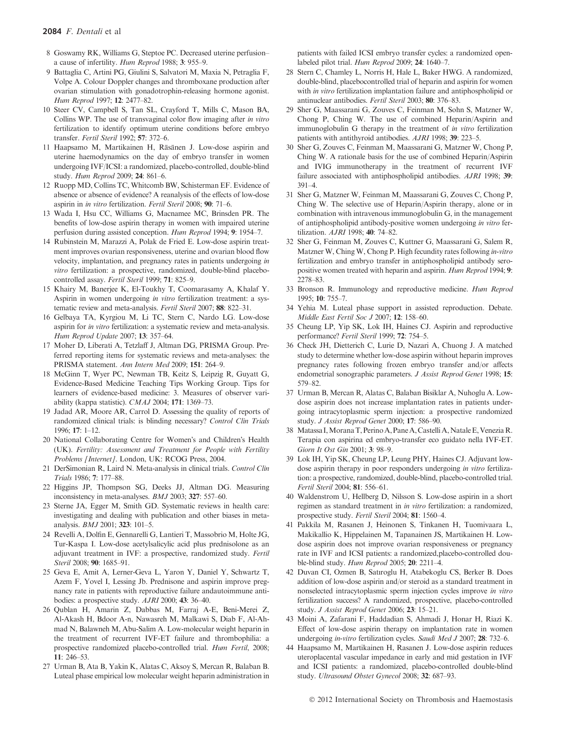8 Goswamy RK, Williams G, Steptoe PC. Decreased uterine perfusion–a cause of infertility. *Hum Reprod* 1988; **3**: 955–9.

9 Battaglia C, Artini PG, Giulini S, Salvatori M, Maxia N, Petraglia F, Volpe A. Colour Doppler changes and thromboxane production after ovarian stimulation with gonadotrophin-releasing hormone agonist. *Hum Reprod* 1997; **12**: 2477–82.

10 Steer CV, Campbell S, Tan SL, Crayford T, Mills C, Mason BA, Collins WP. The use of transvaginal color flow imaging after *in vitro* fertilization to identify optimum uterine conditions before embryo transfer. *Fertil Steril* 1992; **57**: 372–6.

11 Haapsamo M, Martikainen H, Räsänen J. Low-dose aspirin and uterine haemodynamics on the day of embryo transfer in women undergoing IVF/ICSI: a randomized, placebo-controlled, double-blind study. *Hum Reprod* 2009; **24**: 861–6.

12 Ruopp MD, Collins TC, Whitcomb BW, Schisterman EF. Evidence of absence or absence of evidence? A reanalysis of the effects of low-dose aspirin in *in vitro* fertilization. *Fertil Steril* 2008; **90**: 71–6.

13 Wada I, Hsu CC, Williams G, Macnamee MC, Brinsden PR. The benefits of low-dose aspirin therapy in women with impaired uterine perfusion during assisted conception. *Hum Reprod* 1994; **9**: 1954–7.

14 Rubinstein M, Marazzi A, Polak de Fried E. Low-dose aspirin treatment improves ovarian responsiveness, uterine and ovarian blood flow velocity, implantation, and pregnancy rates in patients undergoing *in vitro* fertilization: a prospective, randomized, double-blind placebo-controlled assay. *Fertil Steril* 1999; **71**: 825–9.

15 Khairy M, Banerjee K, El-Toukhy T, Coomarasamy A, Khalaf Y. Aspirin in women undergoing *in vitro* fertilization treatment: a systematic review and meta-analysis. *Fertil Steril* 2007; **88**: 822–31.

16 Gelbaya TA, Kyrgiou M, Li TC, Stern C, Nardo LG. Low-dose aspirin for *in vitro* fertilization: a systematic review and meta-analysis. *Hum Reprod Update* 2007; **13**: 357–64.

17 Moher D, Liberati A, Tetzlaff J, Altman DG, PRISMA Group. Preferred reporting items for systematic reviews and meta-analyses: the PRISMA statement. *Ann Intern Med* 2009; **151**: 264–9.

18 McGinn T, Wyer PC, Newman TB, Keitz S, Leipzig R, Guyatt G, Evidence-Based Medicine Teaching Tips Working Group. Tips for learners of evidence-based medicine: 3. Measures of observer variability (kappa statistic). *CMAJ* 2004; **171**: 1369–73.

19 Jadad AR, Moore AR, Carrol D. Assessing the quality of reports of randomized clinical trials: is blinding necessary? *Control Clin Trials* 1996; **17**: 1–12.

20 National Collaborating Centre for Women's and Children's Health (UK). *Fertility: Assessment and Treatment for People with Fertility Problems [Internet]*. London, UK: RCOG Press, 2004.

21 DerSimonian R, Laird N. Meta-analysis in clinical trials. *Control Clin Trials* 1986; **7**: 177–88.

22 Higgins JP, Thompson SG, Deeks JJ, Altman DG. Measuring inconsistency in meta-analyses. *BMJ* 2003; **327**: 557–60.

23 Sterne JA, Egger M, Smith GD. Systematic reviews in health care: investigating and dealing with publication and other biases in meta-analysis. *BMJ* 2001; **323**: 101–5.

24 Revelli A, Dolfin E, Gennarelli G, Lantieri T, Massobrio M, Holte JG, Tur-Kaspa I. Low-dose acetylsalicylic acid plus prednisolone as an adjuvant treatment in IVF: a prospective, randomized study. *Fertil Steril* 2008; **90**: 1685–91.

25 Geva E, Amit A, Lerner-Geva L, Yaron Y, Daniel Y, Schwartz T, Azem F, Yovel I, Lessing Jb. Prednisone and aspirin improve pregnancy rate in patients with reproductive failure andautoimmune antibodies: a prospective study. *AJRI* 2000; **43**: 36–40.

26 Qublan H, Amarin Z, Dabbas M, Farraj A-E, Beni-Merei Z, Al-Akash H, Bdoor A-n, Nawasreh M, Malkawi S, Diab F, Al-Ahmad N, Balawneh M, Abu-Salim A. Low-molecular weight heparin in the treatment of recurrent IVF-ET failure and thrombophilia: a prospective randomized placebo-controlled trial. *Hum Fertil*, 2008; **11**: 246–53.

27 Urman B, Ata B, Yakin K, Alatas C, Aksoy S, Mercan R, Balaban B. Luteal phase empirical low molecular weight heparin administration in patients with failed ICSI embryo transfer cycles: a randomized open-labeled pilot trial. *Hum Reprod* 2009; **24**: 1640–7.

28 Stern C, Chamley L, Norris H, Hale L, Baker HWG. A randomized, double-blind, placebocontrolled trial of heparin and aspirin for women with *in vitro* fertilization implantation failure and antiphospholipid or antinuclear antibodies. *Fertil Steril* 2003; **80**: 376–83.

29 Sher G, Maassarani G, Zouves C, Feinman M, Sohn S, Matzner W, Chong P, Ching W. The use of combined Heparin/Aspirin and immunoglobulin G therapy in the treatment of *in vitro* fertilization patients with antithyroid antibodies. *AJRI* 1998; **39**: 223–5.

30 Sher G, Zouves C, Feinman M, Maassarani G, Matzner W, Chong P, Ching W. A rationale basis for the use of combined Heparin/Aspirin and IVIG immunotherapy in the treatment of recurrent IVF failure associated with antiphospholipid antibodies. *AJRI* 1998; **39**: 391–4.

31 Sher G, Matzner W, Feinman M, Maassarani G, Zouves C, Chong P, Ching W. The selective use of Heparin/Aspirin therapy, alone or in combination with intravenous immunoglobulin G, in the management of antiphospholipid antibody-positive women undergoing *in vitro* fertilization. *AJRI* 1998; **40**: 74–82.

32 Sher G, Feinman M, Zouves C, Kuttner G, Maassarani G, Salem R, Matzner W, Ching W, Chong P. High fecundity rates following *in-vitro* fertilization and embryo transfer in antiphospholipid antibody seropositive women treated with heparin and aspirin. *Hum Reprod* 1994; **9**: 2278–83.

33 Bronson R. Immunology and reproductive medicine. *Hum Reprod* 1995; **10**: 755–7.

34 Yehia M. Luteal phase support in assisted reproduction. Debate. *Middle East Fertil Soc J* 2007; **12**: 158–60.

35 Cheung LP, Yip SK, Lok IH, Haines CJ. Aspirin and reproductive performance? *Fertil Steril* 1999; **72**: 754–5.

36 Check JH, Dietterich C, Lurie D, Nazari A, Chuong J. A matched study to determine whether low-dose aspirin without heparin improves pregnancy rates following frozen embryo transfer and/or affects endometrial sonographic parameters. *J Assist Reprod Genet* 1998; **15**: 579–82.

37 Urman B, Mercan R, Alatas C, Balaban Bisiklar A, Nuhoglu A. Low-dose aspirin does not increase implantation rates in patients undergoing intracytoplasmic sperm injection: a prospective randomized study. *J Assist Reprod Genet* 2000; **17**: 586–90.

38 Matassa I, Morana T, Perino A, Pane A, Castelli A, Natale E, Venezia R. Terapia con aspirina ed embryo-transfer eco guidato nella IVF-ET. *Giorn It Ost Gin* 2001; **3**: 98–9.

39 Lok IH, Yip SK, Cheung LP, Leung PHY, Haines CJ. Adjuvant low-dose aspirin therapy in poor responders undergoing *in vitro* fertilization: a prospective, randomized, double-blind, placebo-controlled trial. *Fertil Steril* 2004; **81**: 556–61.

40 Waldenstrom U, Hellberg D, Nilsson S. Low-dose aspirin in a short regimen as standard treatment in *in vitro* fertilization: a randomized, prospective study. *Fertil Steril* 2004; **81**: 1560–4.

41 Pakkila M, Rasanen J, Heinonen S, Tinkanen H, Tuomivaara L, Makikallio K, Hippelainen M, Tapanainen JS, Martikainen H. Low-dose aspirin does not improve ovarian responsiveness or pregnancy rate in IVF and ICSI patients: a randomized,placebo-controlled double-blind study. *Hum Reprod* 2005; **20**: 2211–4.

42 Duvan CI, Ozmen B, Satıroglu H, Atabekoglu CS, Berker B. Does addition of low-dose aspirin and/or steroid as a standard treatment in nonselected intracytoplasmic sperm injection cycles improve *in vitro* fertilization success? A randomized, prospective, placebo-controlled study. *J Assist Reprod Genet* 2006; **23**: 15–21.

43 Moini A, Zafarani F, Haddadian S, Ahmadi J, Honar H, Riazi K. Effect of low-dose aspirin therapy on implantation rate in women undergoing *in-vitro* fertilization cycles. *Saudi Med J* 2007; **28**: 732–6.

44 Haapsamo M, Martikainen H, Rasanen J. Low-dose aspirin reduces uteroplacental vascular impedance in early and mid gestation in IVF and ICSI patients: a randomized, placebo-controlled double-blind study. *Ultrasound Obstet Gynecol* 2008; **32**: 687–93.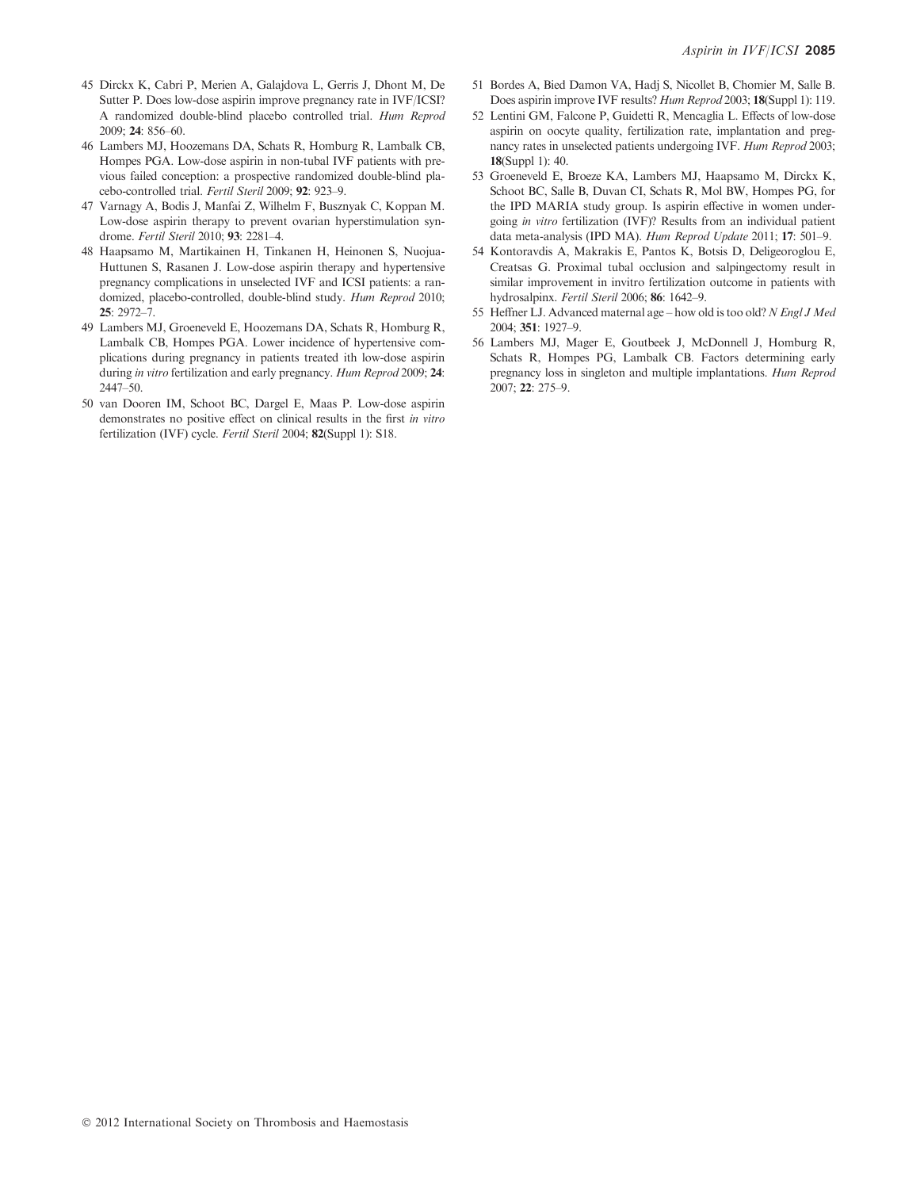45 Dirckx K, Cabri P, Merien A, Galajdova L, Gerris J, Dhont M, De Sutter P. Does low-dose aspirin improve pregnancy rate in IVF/ICSI? A randomized double-blind placebo controlled trial. *Hum Reprod* 2009; **24**: 856–60.

46 Lambers MJ, Hoozemans DA, Schats R, Homburg R, Lambalk CB, Hompes PGA. Low-dose aspirin in non-tubal IVF patients with previous failed conception: a prospective randomized double-blind placebo-controlled trial. *Fertil Steril* 2009; **92**: 923–9.

47 Varnagy A, Bodis J, Manfai Z, Wilhelm F, Busznyak C, Koppan M. Low-dose aspirin therapy to prevent ovarian hyperstimulation syndrome. *Fertil Steril* 2010; **93**: 2281–4.

48 Haapsamo M, Martikainen H, Tinkanen H, Heinonen S, Nuojua-Huttunen S, Rasanen J. Low-dose aspirin therapy and hypertensive pregnancy complications in unselected IVF and ICSI patients: a randomized, placebo-controlled, double-blind study. *Hum Reprod* 2010; **25**: 2972–7.

49 Lambers MJ, Groeneveld E, Hoozemans DA, Schats R, Homburg R, Lambalk CB, Hompes PGA. Lower incidence of hypertensive complications during pregnancy in patients treated ith low-dose aspirin during *in vitro* fertilization and early pregnancy. *Hum Reprod* 2009; **24**: 2447–50.

50 van Dooren IM, Schoot BC, Dargel E, Maas P. Low-dose aspirin demonstrates no positive effect on clinical results in the first *in vitro* fertilization (IVF) cycle. *Fertil Steril* 2004; **82**(Suppl 1): S18.

51 Bordes A, Bied Damon VA, Hadj S, Nicollet B, Chomier M, Salle B. Does aspirin improve IVF results? *Hum Reprod* 2003; **18**(Suppl 1): 119.

52 Lentini GM, Falcone P, Guidetti R, Mencaglia L. Effects of low-dose aspirin on oocyte quality, fertilization rate, implantation and pregnancy rates in unselected patients undergoing IVF. *Hum Reprod* 2003; **18**(Suppl 1): 40.

53 Groeneveld E, Broeze KA, Lambers MJ, Haapsamo M, Dirckx K, Schoot BC, Salle B, Duvan CI, Schats R, Mol BW, Hompes PG, for the IPD MARIA study group. Is aspirin effective in women undergoing *in vitro* fertilization (IVF)? Results from an individual patient data meta-analysis (IPD MA). *Hum Reprod Update* 2011; **17**: 501–9.

54 Kontoravdis A, Makrakis E, Pantos K, Botsis D, Deligeoroglou E, Creatsas G. Proximal tubal occlusion and salpingectomy result in similar improvement in invitro fertilization outcome in patients with hydrosalpinx. *Fertil Steril* 2006; **86**: 1642–9.

55 Heffner LJ. Advanced maternal age – how old is too old? *N Engl J Med* 2004; **351**: 1927–9.

56 Lambers MJ, Mager E, Goutbeek J, McDonnell J, Homburg R, Schats R, Hompes PG, Lambalk CB. Factors determining early pregnancy loss in singleton and multiple implantations. *Hum Reprod* 2007; **22**: 275–9.